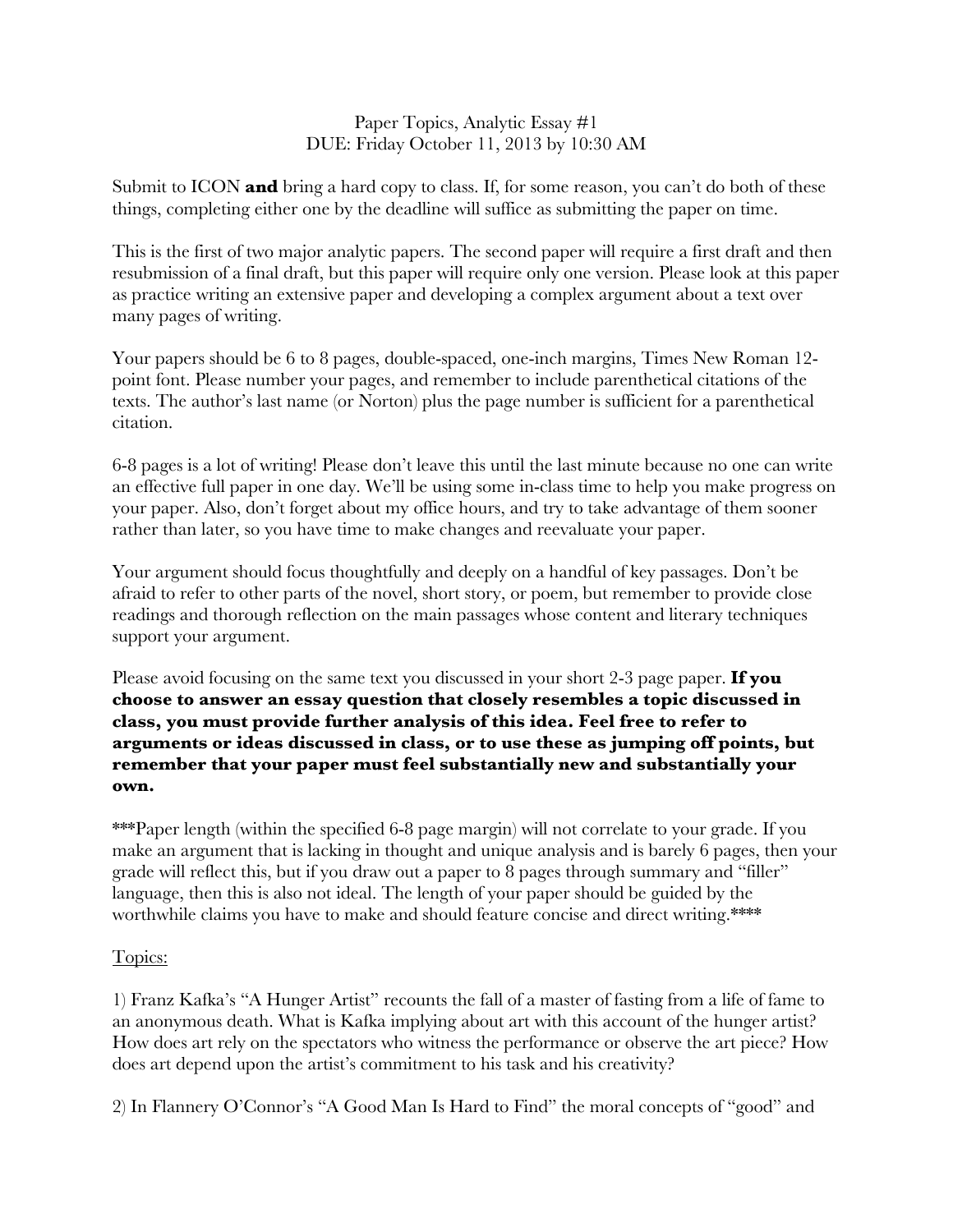# Paper Topics, Analytic Essay #1
## DUE: Friday October 11, 2013 by 10:30 AM

Submit to ICON **and** bring a hard copy to class. If, for some reason, you can't do both of these things, completing either one by the deadline will suffice as submitting the paper on time.

This is the first of two major analytic papers. The second paper will require a first draft and then resubmission of a final draft, but this paper will require only one version. Please look at this paper as practice writing an extensive paper and developing a complex argument about a text over many pages of writing.

Your papers should be 6 to 8 pages, double-spaced, one-inch margins, Times New Roman 12-point font. Please number your pages, and remember to include parenthetical citations of the texts. The author's last name (or Norton) plus the page number is sufficient for a parenthetical citation.

6-8 pages is a lot of writing! Please don't leave this until the last minute because no one can write an effective full paper in one day. We'll be using some in-class time to help you make progress on your paper. Also, don't forget about my office hours, and try to take advantage of them sooner rather than later, so you have time to make changes and reevaluate your paper.

Your argument should focus thoughtfully and deeply on a handful of key passages. Don't be afraid to refer to other parts of the novel, short story, or poem, but remember to provide close readings and thorough reflection on the main passages whose content and literary techniques support your argument.

Please avoid focusing on the same text you discussed in your short 2-3 page paper. **If you choose to answer an essay question that closely resembles a topic discussed in class, you must provide further analysis of this idea. Feel free to refer to arguments or ideas discussed in class, or to use these as jumping off points, but remember that your paper must feel substantially new and substantially your own.**

***Paper length (within the specified 6-8 page margin) will not correlate to your grade. If you make an argument that is lacking in thought and unique analysis and is barely 6 pages, then your grade will reflect this, but if you draw out a paper to 8 pages through summary and "filler" language, then this is also not ideal. The length of your paper should be guided by the worthwhile claims you have to make and should feature concise and direct writing.****

<u>Topics:</u>

1) Franz Kafka's "A Hunger Artist" recounts the fall of a master of fasting from a life of fame to an anonymous death. What is Kafka implying about art with this account of the hunger artist? How does art rely on the spectators who witness the performance or observe the art piece? How does art depend upon the artist's commitment to his task and his creativity?

2) In Flannery O'Connor's "A Good Man Is Hard to Find" the moral concepts of "good" and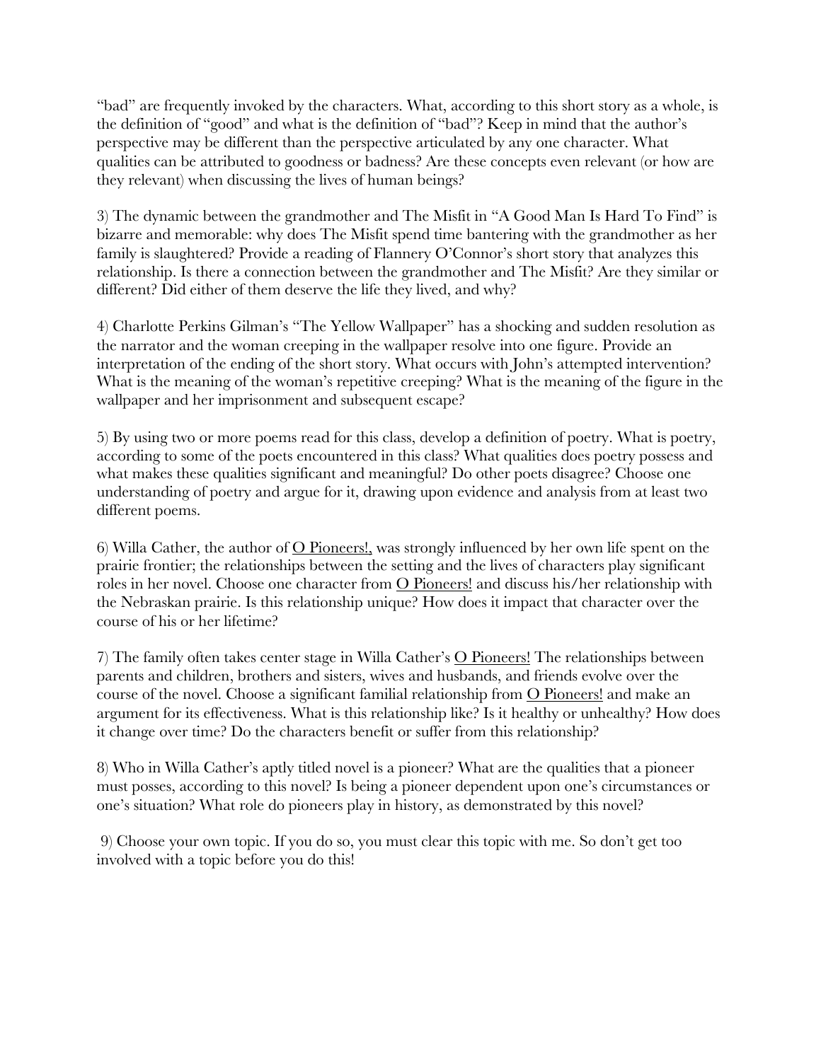"bad" are frequently invoked by the characters. What, according to this short story as a whole, is the definition of "good" and what is the definition of "bad"? Keep in mind that the author's perspective may be different than the perspective articulated by any one character. What qualities can be attributed to goodness or badness? Are these concepts even relevant (or how are they relevant) when discussing the lives of human beings?

3) The dynamic between the grandmother and The Misfit in "A Good Man Is Hard To Find" is bizarre and memorable: why does The Misfit spend time bantering with the grandmother as her family is slaughtered? Provide a reading of Flannery O'Connor's short story that analyzes this relationship. Is there a connection between the grandmother and The Misfit? Are they similar or different? Did either of them deserve the life they lived, and why?

4) Charlotte Perkins Gilman's "The Yellow Wallpaper" has a shocking and sudden resolution as the narrator and the woman creeping in the wallpaper resolve into one figure. Provide an interpretation of the ending of the short story. What occurs with John's attempted intervention? What is the meaning of the woman's repetitive creeping? What is the meaning of the figure in the wallpaper and her imprisonment and subsequent escape?

5) By using two or more poems read for this class, develop a definition of poetry. What is poetry, according to some of the poets encountered in this class? What qualities does poetry possess and what makes these qualities significant and meaningful? Do other poets disagree? Choose one understanding of poetry and argue for it, drawing upon evidence and analysis from at least two different poems.

6) Willa Cather, the author of <u>O Pioneers!,</u> was strongly influenced by her own life spent on the prairie frontier; the relationships between the setting and the lives of characters play significant roles in her novel. Choose one character from <u>O Pioneers!</u> and discuss his/her relationship with the Nebraskan prairie. Is this relationship unique? How does it impact that character over the course of his or her lifetime?

7) The family often takes center stage in Willa Cather's <u>O Pioneers!</u> The relationships between parents and children, brothers and sisters, wives and husbands, and friends evolve over the course of the novel. Choose a significant familial relationship from <u>O Pioneers!</u> and make an argument for its effectiveness. What is this relationship like? Is it healthy or unhealthy? How does it change over time? Do the characters benefit or suffer from this relationship?

8) Who in Willa Cather's aptly titled novel is a pioneer? What are the qualities that a pioneer must posses, according to this novel? Is being a pioneer dependent upon one's circumstances or one's situation? What role do pioneers play in history, as demonstrated by this novel?

9) Choose your own topic. If you do so, you must clear this topic with me. So don't get too involved with a topic before you do this!